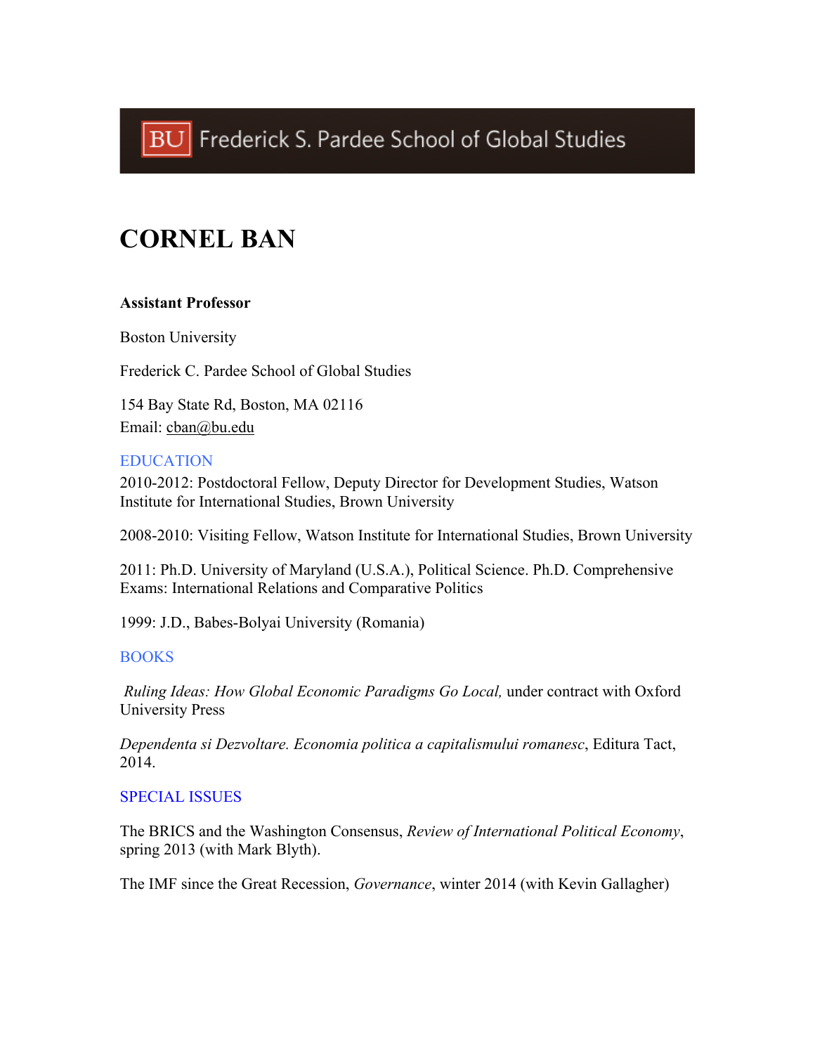# CORNEL BAN

**Assistant Professor**

Boston University

Frederick C. Pardee School of Global Studies

154 Bay State Rd, Boston, MA 02116
Email: cban@bu.edu

## EDUCATION

2010-2012: Postdoctoral Fellow, Deputy Director for Development Studies, Watson Institute for International Studies, Brown University

2008-2010: Visiting Fellow, Watson Institute for International Studies, Brown University

2011: Ph.D. University of Maryland (U.S.A.), Political Science. Ph.D. Comprehensive Exams: International Relations and Comparative Politics

1999: J.D., Babes-Bolyai University (Romania)

## BOOKS

*Ruling Ideas: How Global Economic Paradigms Go Local,* under contract with Oxford University Press

*Dependenta si Dezvoltare. Economia politica a capitalismului romanesc*, Editura Tact, 2014.

## SPECIAL ISSUES

The BRICS and the Washington Consensus, *Review of International Political Economy*, spring 2013 (with Mark Blyth).

The IMF since the Great Recession, *Governance*, winter 2014 (with Kevin Gallagher)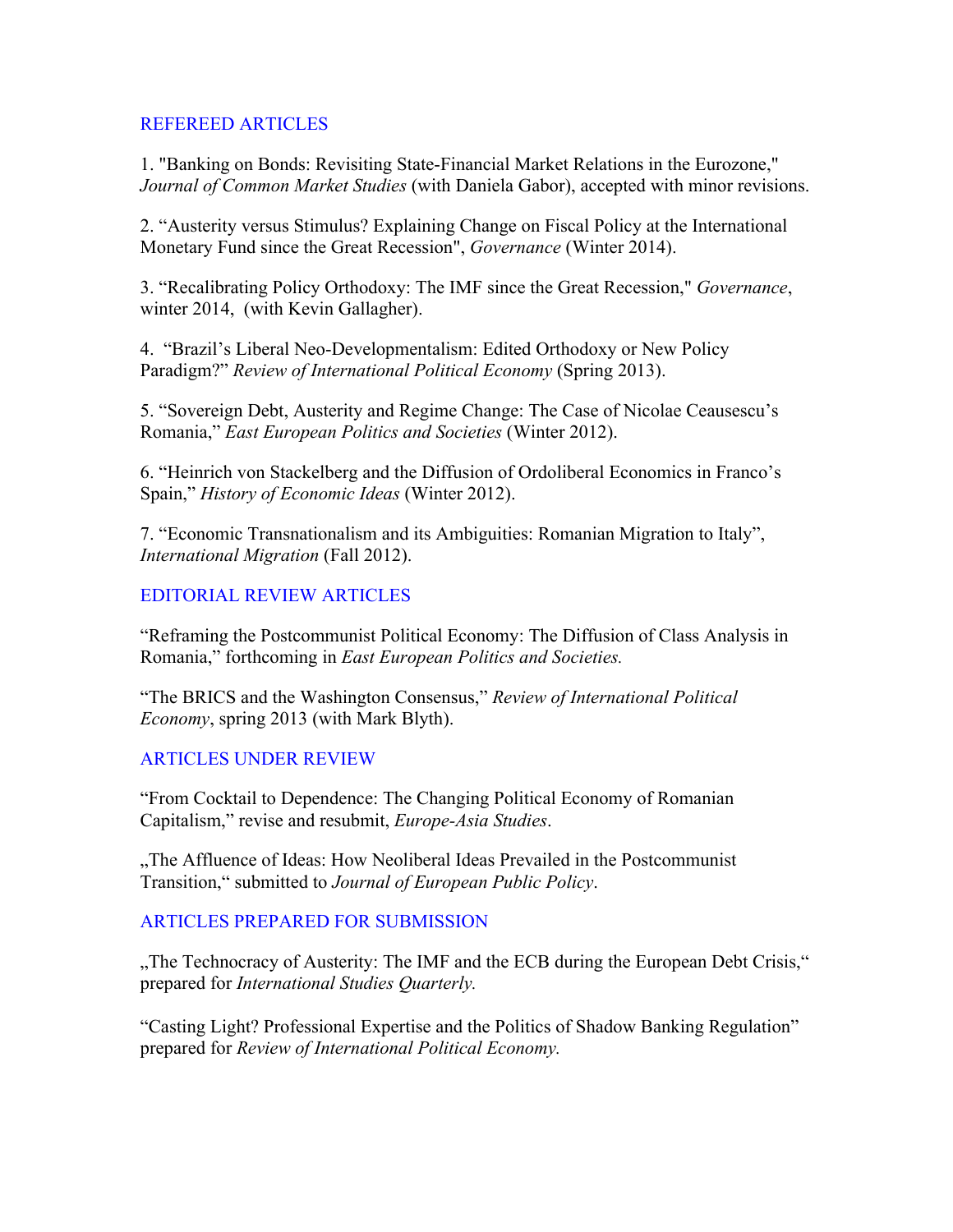## REFEREED ARTICLES

1. "Banking on Bonds: Revisiting State-Financial Market Relations in the Eurozone," *Journal of Common Market Studies* (with Daniela Gabor), accepted with minor revisions.

2. "Austerity versus Stimulus? Explaining Change on Fiscal Policy at the International Monetary Fund since the Great Recession", *Governance* (Winter 2014).

3. "Recalibrating Policy Orthodoxy: The IMF since the Great Recession," *Governance*, winter 2014, (with Kevin Gallagher).

4. "Brazil's Liberal Neo-Developmentalism: Edited Orthodoxy or New Policy Paradigm?" *Review of International Political Economy* (Spring 2013).

5. "Sovereign Debt, Austerity and Regime Change: The Case of Nicolae Ceausescu's Romania," *East European Politics and Societies* (Winter 2012).

6. "Heinrich von Stackelberg and the Diffusion of Ordoliberal Economics in Franco's Spain," *History of Economic Ideas* (Winter 2012).

7. "Economic Transnationalism and its Ambiguities: Romanian Migration to Italy", *International Migration* (Fall 2012).

## EDITORIAL REVIEW ARTICLES

"Reframing the Postcommunist Political Economy: The Diffusion of Class Analysis in Romania," forthcoming in *East European Politics and Societies.*

"The BRICS and the Washington Consensus," *Review of International Political Economy*, spring 2013 (with Mark Blyth).

## ARTICLES UNDER REVIEW

"From Cocktail to Dependence: The Changing Political Economy of Romanian Capitalism," revise and resubmit, *Europe-Asia Studies*.

„The Affluence of Ideas: How Neoliberal Ideas Prevailed in the Postcommunist Transition," submitted to *Journal of European Public Policy*.

## ARTICLES PREPARED FOR SUBMISSION

„The Technocracy of Austerity: The IMF and the ECB during the European Debt Crisis," prepared for *International Studies Quarterly.*

"Casting Light? Professional Expertise and the Politics of Shadow Banking Regulation" prepared for *Review of International Political Economy.*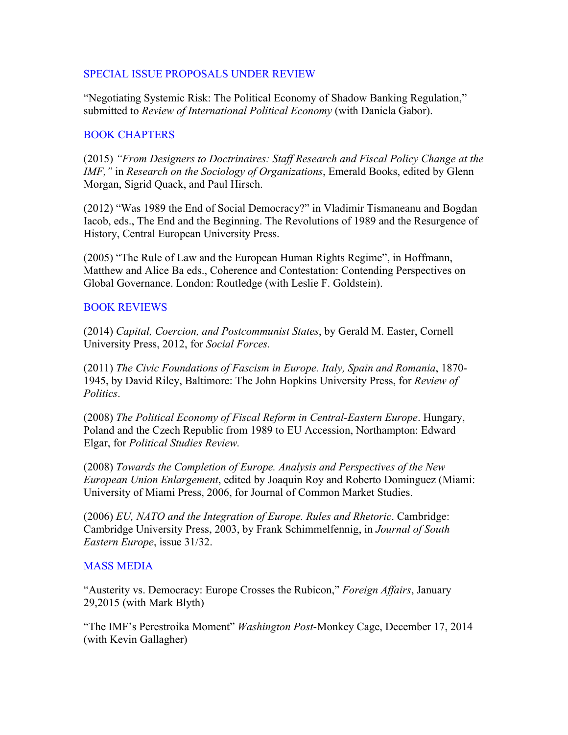## SPECIAL ISSUE PROPOSALS UNDER REVIEW

"Negotiating Systemic Risk: The Political Economy of Shadow Banking Regulation," submitted to *Review of International Political Economy* (with Daniela Gabor).

## BOOK CHAPTERS

(2015) *"From Designers to Doctrinaires: Staff Research and Fiscal Policy Change at the IMF,"* in *Research on the Sociology of Organizations*, Emerald Books, edited by Glenn Morgan, Sigrid Quack, and Paul Hirsch.

(2012) "Was 1989 the End of Social Democracy?" in Vladimir Tismaneanu and Bogdan Iacob, eds., The End and the Beginning. The Revolutions of 1989 and the Resurgence of History, Central European University Press.

(2005) "The Rule of Law and the European Human Rights Regime", in Hoffmann, Matthew and Alice Ba eds., Coherence and Contestation: Contending Perspectives on Global Governance. London: Routledge (with Leslie F. Goldstein).

## BOOK REVIEWS

(2014) *Capital, Coercion, and Postcommunist States*, by Gerald M. Easter, Cornell University Press, 2012, for *Social Forces.*

(2011) *The Civic Foundations of Fascism in Europe. Italy, Spain and Romania*, 1870-1945, by David Riley, Baltimore: The John Hopkins University Press, for *Review of Politics*.

(2008) *The Political Economy of Fiscal Reform in Central-Eastern Europe*. Hungary, Poland and the Czech Republic from 1989 to EU Accession, Northampton: Edward Elgar, for *Political Studies Review.*

(2008) *Towards the Completion of Europe. Analysis and Perspectives of the New European Union Enlargement*, edited by Joaquin Roy and Roberto Dominguez (Miami: University of Miami Press, 2006, for Journal of Common Market Studies.

(2006) *EU, NATO and the Integration of Europe. Rules and Rhetoric*. Cambridge: Cambridge University Press, 2003, by Frank Schimmelfennig, in *Journal of South Eastern Europe*, issue 31/32.

## MASS MEDIA

"Austerity vs. Democracy: Europe Crosses the Rubicon," *Foreign Affairs*, January 29,2015 (with Mark Blyth)

"The IMF's Perestroika Moment" *Washington Post*-Monkey Cage, December 17, 2014 (with Kevin Gallagher)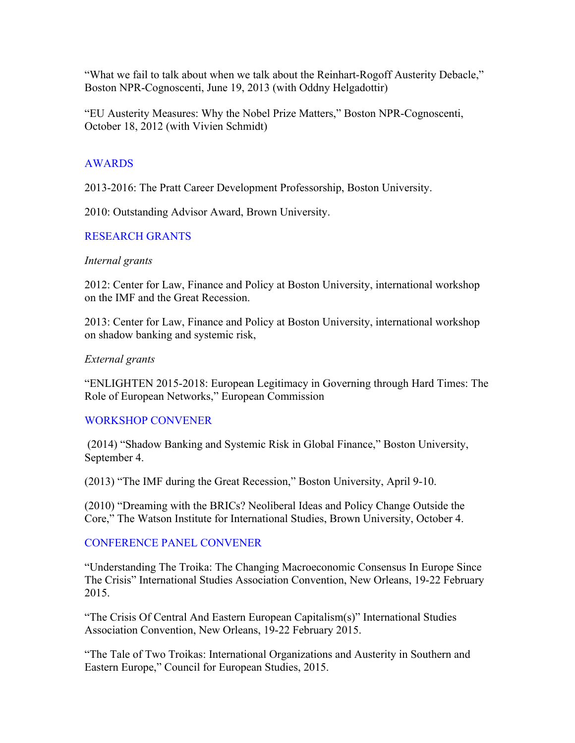"What we fail to talk about when we talk about the Reinhart-Rogoff Austerity Debacle," Boston NPR-Cognoscenti, June 19, 2013 (with Oddny Helgadottir)

"EU Austerity Measures: Why the Nobel Prize Matters," Boston NPR-Cognoscenti, October 18, 2012 (with Vivien Schmidt)

## AWARDS

2013-2016: The Pratt Career Development Professorship, Boston University.

2010: Outstanding Advisor Award, Brown University.

## RESEARCH GRANTS

*Internal grants*

2012: Center for Law, Finance and Policy at Boston University, international workshop on the IMF and the Great Recession.

2013: Center for Law, Finance and Policy at Boston University, international workshop on shadow banking and systemic risk,

*External grants*

"ENLIGHTEN 2015-2018: European Legitimacy in Governing through Hard Times: The Role of European Networks," European Commission

## WORKSHOP CONVENER

(2014) "Shadow Banking and Systemic Risk in Global Finance," Boston University, September 4.

(2013) "The IMF during the Great Recession," Boston University, April 9-10.

(2010) "Dreaming with the BRICs? Neoliberal Ideas and Policy Change Outside the Core," The Watson Institute for International Studies, Brown University, October 4.

## CONFERENCE PANEL CONVENER

"Understanding The Troika: The Changing Macroeconomic Consensus In Europe Since The Crisis" International Studies Association Convention, New Orleans, 19-22 February 2015.

"The Crisis Of Central And Eastern European Capitalism(s)" International Studies Association Convention, New Orleans, 19-22 February 2015.

"The Tale of Two Troikas: International Organizations and Austerity in Southern and Eastern Europe," Council for European Studies, 2015.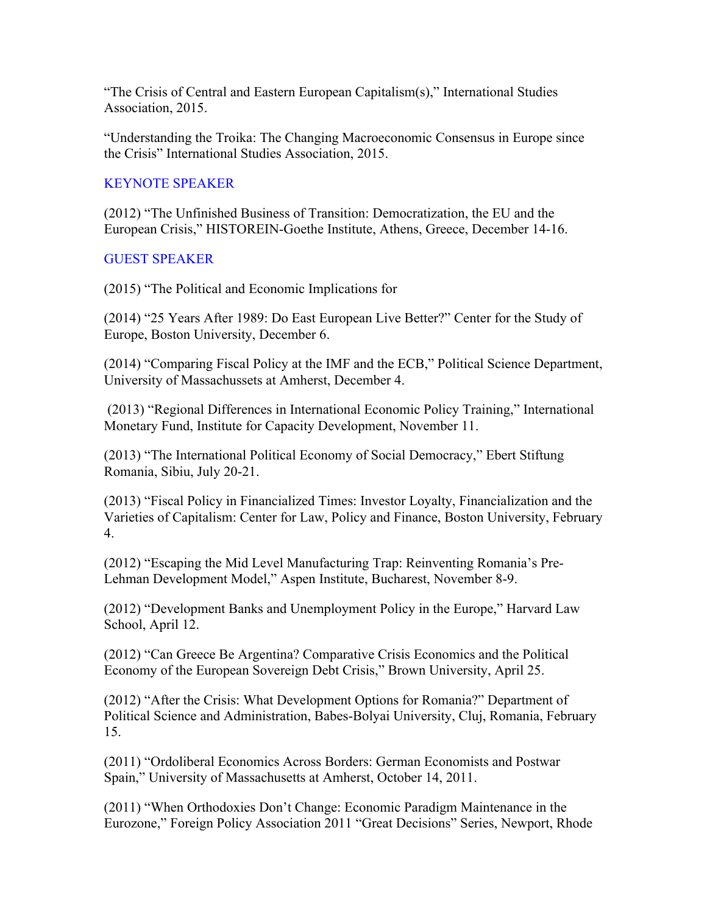“The Crisis of Central and Eastern European Capitalism(s),” International Studies Association, 2015.

“Understanding the Troika: The Changing Macroeconomic Consensus in Europe since the Crisis” International Studies Association, 2015.

## KEYNOTE SPEAKER

(2012) “The Unfinished Business of Transition: Democratization, the EU and the European Crisis,” HISTOREIN-Goethe Institute, Athens, Greece, December 14-16.

## GUEST SPEAKER

(2015) “The Political and Economic Implications for

(2014) “25 Years After 1989: Do East European Live Better?” Center for the Study of Europe, Boston University, December 6.

(2014) “Comparing Fiscal Policy at the IMF and the ECB,” Political Science Department, University of Massachussets at Amherst, December 4.

(2013) “Regional Differences in International Economic Policy Training,” International Monetary Fund, Institute for Capacity Development, November 11.

(2013) “The International Political Economy of Social Democracy,” Ebert Stiftung Romania, Sibiu, July 20-21.

(2013) “Fiscal Policy in Financialized Times: Investor Loyalty, Financialization and the Varieties of Capitalism: Center for Law, Policy and Finance, Boston University, February 4.

(2012) “Escaping the Mid Level Manufacturing Trap: Reinventing Romania’s Pre-Lehman Development Model,” Aspen Institute, Bucharest, November 8-9.

(2012) “Development Banks and Unemployment Policy in the Europe,” Harvard Law School, April 12.

(2012) “Can Greece Be Argentina? Comparative Crisis Economics and the Political Economy of the European Sovereign Debt Crisis,” Brown University, April 25.

(2012) “After the Crisis: What Development Options for Romania?” Department of Political Science and Administration, Babes-Bolyai University, Cluj, Romania, February 15.

(2011) “Ordoliberal Economics Across Borders: German Economists and Postwar Spain,” University of Massachusetts at Amherst, October 14, 2011.

(2011) “When Orthodoxies Don’t Change: Economic Paradigm Maintenance in the Eurozone,” Foreign Policy Association 2011 “Great Decisions” Series, Newport, Rhode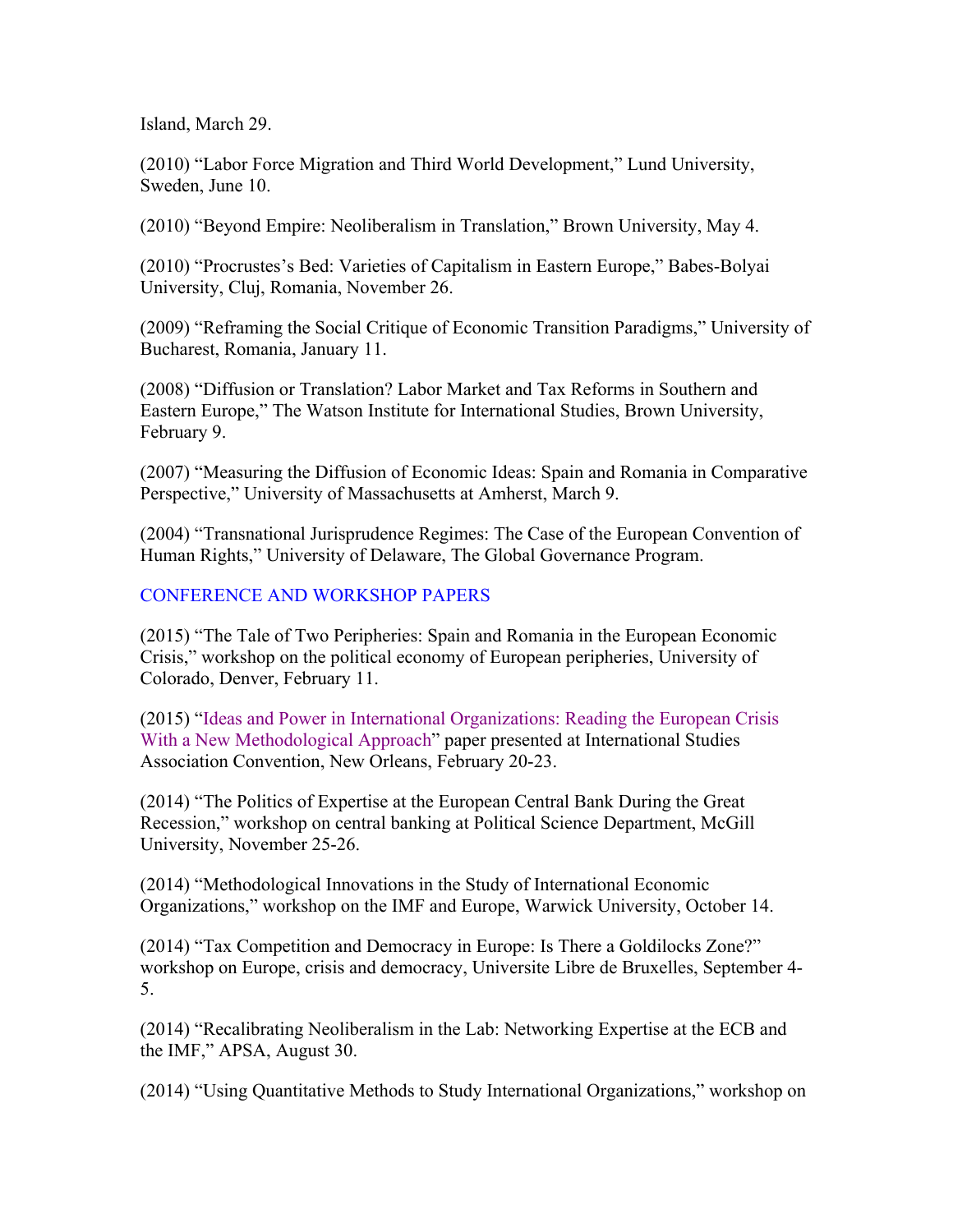Island, March 29.

(2010) "Labor Force Migration and Third World Development," Lund University, Sweden, June 10.

(2010) "Beyond Empire: Neoliberalism in Translation," Brown University, May 4.

(2010) "Procrustes's Bed: Varieties of Capitalism in Eastern Europe," Babes-Bolyai University, Cluj, Romania, November 26.

(2009) "Reframing the Social Critique of Economic Transition Paradigms," University of Bucharest, Romania, January 11.

(2008) "Diffusion or Translation? Labor Market and Tax Reforms in Southern and Eastern Europe," The Watson Institute for International Studies, Brown University, February 9.

(2007) "Measuring the Diffusion of Economic Ideas: Spain and Romania in Comparative Perspective," University of Massachusetts at Amherst, March 9.

(2004) "Transnational Jurisprudence Regimes: The Case of the European Convention of Human Rights," University of Delaware, The Global Governance Program.

## CONFERENCE AND WORKSHOP PAPERS

(2015) "The Tale of Two Peripheries: Spain and Romania in the European Economic Crisis," workshop on the political economy of European peripheries, University of Colorado, Denver, February 11.

(2015) "Ideas and Power in International Organizations: Reading the European Crisis With a New Methodological Approach" paper presented at International Studies Association Convention, New Orleans, February 20-23.

(2014) "The Politics of Expertise at the European Central Bank During the Great Recession," workshop on central banking at Political Science Department, McGill University, November 25-26.

(2014) "Methodological Innovations in the Study of International Economic Organizations," workshop on the IMF and Europe, Warwick University, October 14.

(2014) "Tax Competition and Democracy in Europe: Is There a Goldilocks Zone?" workshop on Europe, crisis and democracy, Universite Libre de Bruxelles, September 4-5.

(2014) "Recalibrating Neoliberalism in the Lab: Networking Expertise at the ECB and the IMF," APSA, August 30.

(2014) "Using Quantitative Methods to Study International Organizations," workshop on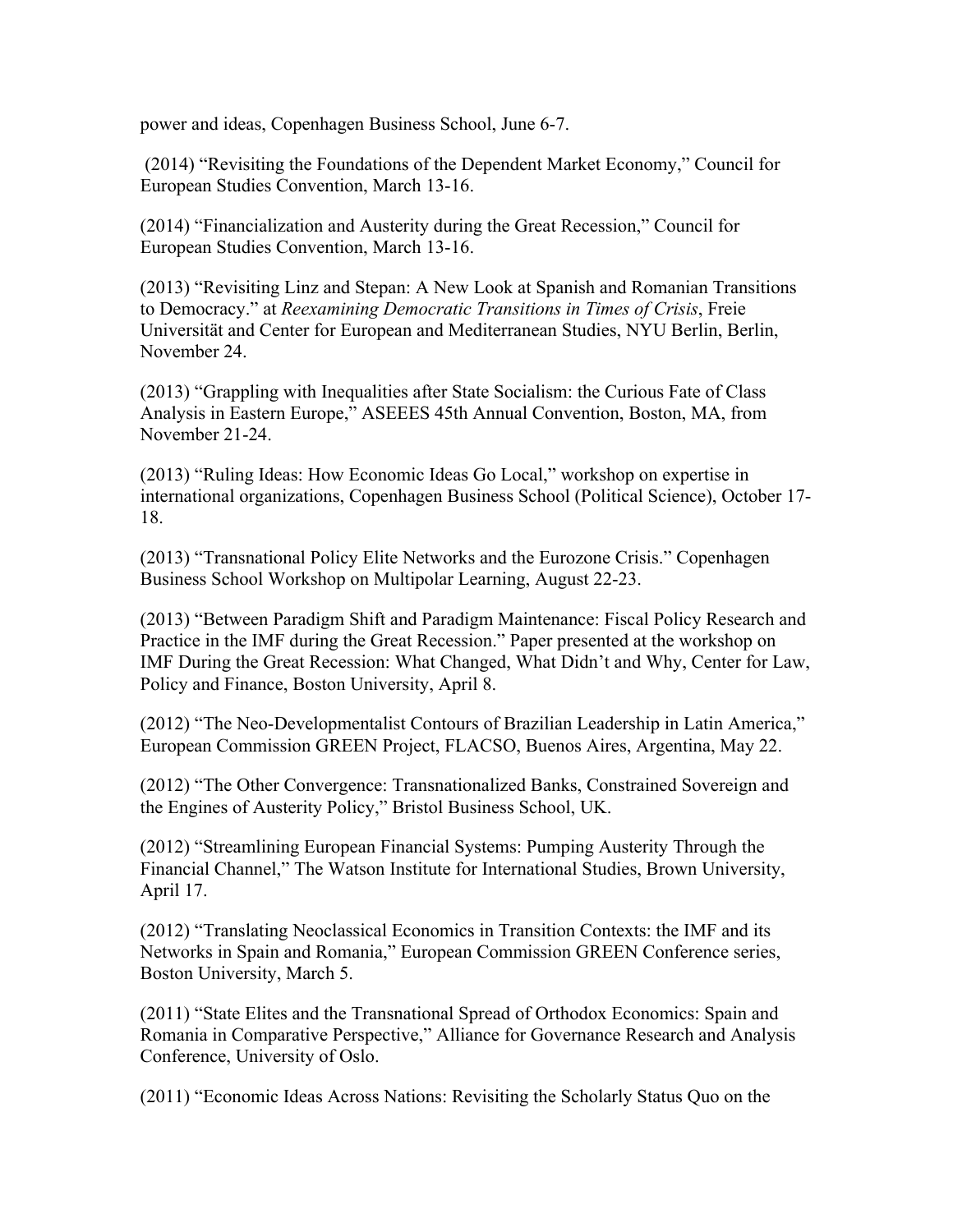power and ideas, Copenhagen Business School, June 6-7.

(2014) "Revisiting the Foundations of the Dependent Market Economy," Council for European Studies Convention, March 13-16.

(2014) "Financialization and Austerity during the Great Recession," Council for European Studies Convention, March 13-16.

(2013) "Revisiting Linz and Stepan: A New Look at Spanish and Romanian Transitions to Democracy." at *Reexamining Democratic Transitions in Times of Crisis*, Freie Universität and Center for European and Mediterranean Studies, NYU Berlin, Berlin, November 24.

(2013) "Grappling with Inequalities after State Socialism: the Curious Fate of Class Analysis in Eastern Europe," ASEEES 45th Annual Convention, Boston, MA, from November 21-24.

(2013) "Ruling Ideas: How Economic Ideas Go Local," workshop on expertise in international organizations, Copenhagen Business School (Political Science), October 17-18.

(2013) "Transnational Policy Elite Networks and the Eurozone Crisis." Copenhagen Business School Workshop on Multipolar Learning, August 22-23.

(2013) "Between Paradigm Shift and Paradigm Maintenance: Fiscal Policy Research and Practice in the IMF during the Great Recession." Paper presented at the workshop on IMF During the Great Recession: What Changed, What Didn't and Why, Center for Law, Policy and Finance, Boston University, April 8.

(2012) "The Neo-Developmentalist Contours of Brazilian Leadership in Latin America," European Commission GREEN Project, FLACSO, Buenos Aires, Argentina, May 22.

(2012) "The Other Convergence: Transnationalized Banks, Constrained Sovereign and the Engines of Austerity Policy," Bristol Business School, UK.

(2012) "Streamlining European Financial Systems: Pumping Austerity Through the Financial Channel," The Watson Institute for International Studies, Brown University, April 17.

(2012) "Translating Neoclassical Economics in Transition Contexts: the IMF and its Networks in Spain and Romania," European Commission GREEN Conference series, Boston University, March 5.

(2011) "State Elites and the Transnational Spread of Orthodox Economics: Spain and Romania in Comparative Perspective," Alliance for Governance Research and Analysis Conference, University of Oslo.

(2011) "Economic Ideas Across Nations: Revisiting the Scholarly Status Quo on the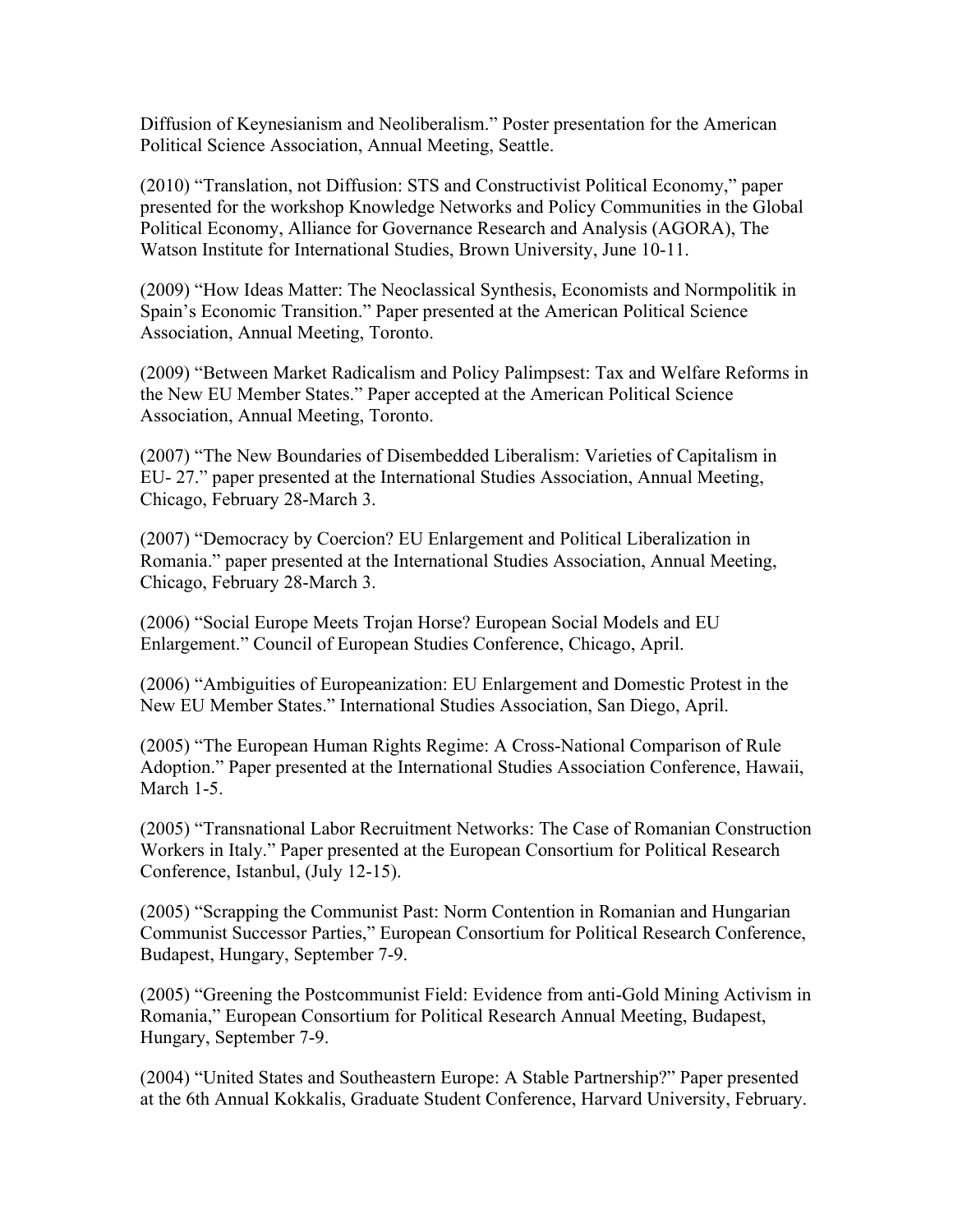Diffusion of Keynesianism and Neoliberalism." Poster presentation for the American Political Science Association, Annual Meeting, Seattle.

(2010) "Translation, not Diffusion: STS and Constructivist Political Economy," paper presented for the workshop Knowledge Networks and Policy Communities in the Global Political Economy, Alliance for Governance Research and Analysis (AGORA), The Watson Institute for International Studies, Brown University, June 10-11.

(2009) "How Ideas Matter: The Neoclassical Synthesis, Economists and Normpolitik in Spain's Economic Transition." Paper presented at the American Political Science Association, Annual Meeting, Toronto.

(2009) "Between Market Radicalism and Policy Palimpsest: Tax and Welfare Reforms in the New EU Member States." Paper accepted at the American Political Science Association, Annual Meeting, Toronto.

(2007) "The New Boundaries of Disembedded Liberalism: Varieties of Capitalism in EU- 27." paper presented at the International Studies Association, Annual Meeting, Chicago, February 28-March 3.

(2007) "Democracy by Coercion? EU Enlargement and Political Liberalization in Romania." paper presented at the International Studies Association, Annual Meeting, Chicago, February 28-March 3.

(2006) "Social Europe Meets Trojan Horse? European Social Models and EU Enlargement." Council of European Studies Conference, Chicago, April.

(2006) "Ambiguities of Europeanization: EU Enlargement and Domestic Protest in the New EU Member States." International Studies Association, San Diego, April.

(2005) "The European Human Rights Regime: A Cross-National Comparison of Rule Adoption." Paper presented at the International Studies Association Conference, Hawaii, March 1-5.

(2005) "Transnational Labor Recruitment Networks: The Case of Romanian Construction Workers in Italy." Paper presented at the European Consortium for Political Research Conference, Istanbul, (July 12-15).

(2005) "Scrapping the Communist Past: Norm Contention in Romanian and Hungarian Communist Successor Parties," European Consortium for Political Research Conference, Budapest, Hungary, September 7-9.

(2005) "Greening the Postcommunist Field: Evidence from anti-Gold Mining Activism in Romania," European Consortium for Political Research Annual Meeting, Budapest, Hungary, September 7-9.

(2004) "United States and Southeastern Europe: A Stable Partnership?" Paper presented at the 6th Annual Kokkalis, Graduate Student Conference, Harvard University, February.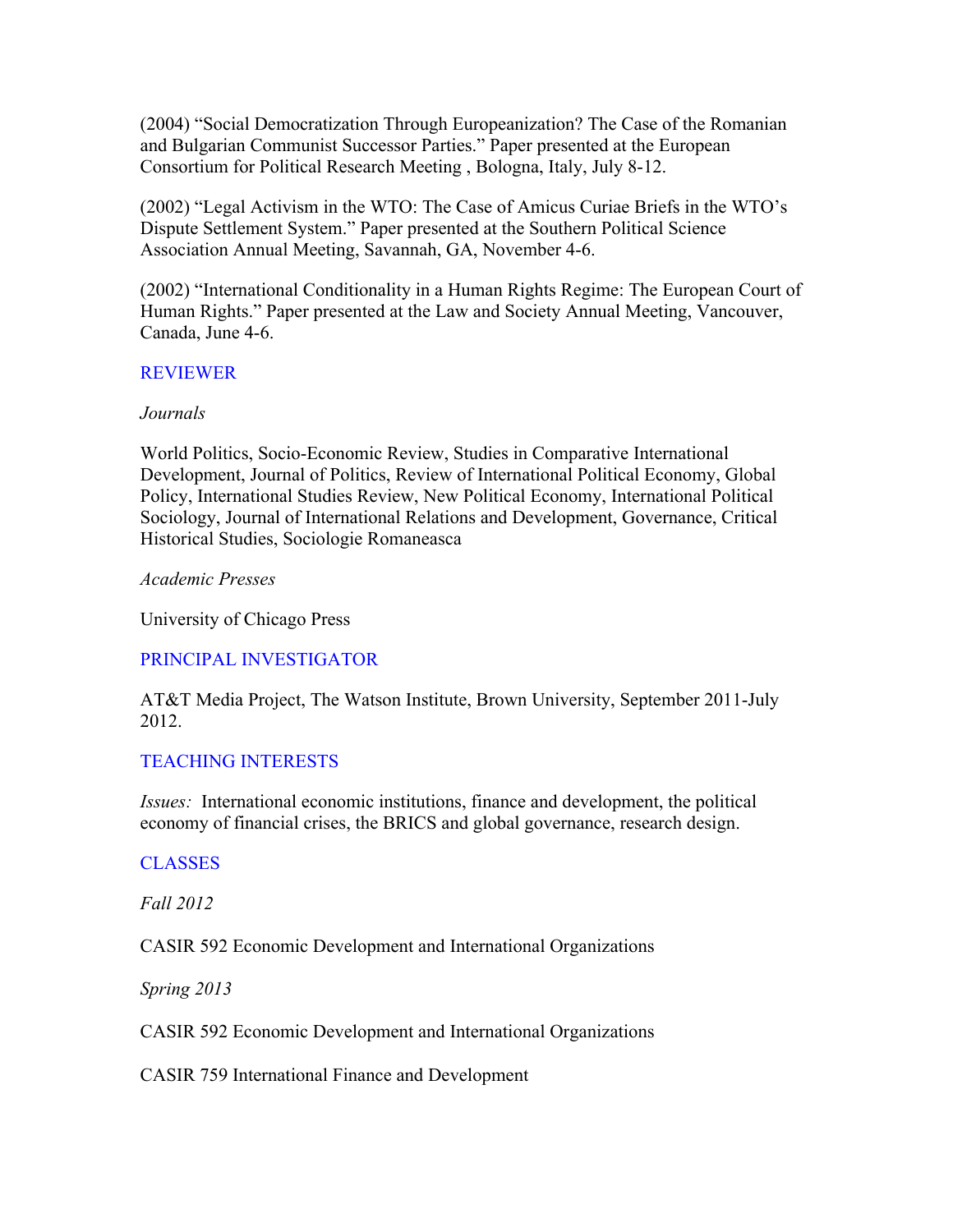(2004) "Social Democratization Through Europeanization? The Case of the Romanian and Bulgarian Communist Successor Parties." Paper presented at the European Consortium for Political Research Meeting , Bologna, Italy, July 8-12.

(2002) "Legal Activism in the WTO: The Case of Amicus Curiae Briefs in the WTO's Dispute Settlement System." Paper presented at the Southern Political Science Association Annual Meeting, Savannah, GA, November 4-6.

(2002) "International Conditionality in a Human Rights Regime: The European Court of Human Rights." Paper presented at the Law and Society Annual Meeting, Vancouver, Canada, June 4-6.

## REVIEWER

*Journals*

World Politics, Socio-Economic Review, Studies in Comparative International Development, Journal of Politics, Review of International Political Economy, Global Policy, International Studies Review, New Political Economy, International Political Sociology, Journal of International Relations and Development, Governance, Critical Historical Studies, Sociologie Romaneasca

*Academic Presses*

University of Chicago Press

## PRINCIPAL INVESTIGATOR

AT&T Media Project, The Watson Institute, Brown University, September 2011-July 2012.

## TEACHING INTERESTS

*Issues:* International economic institutions, finance and development, the political economy of financial crises, the BRICS and global governance, research design.

## CLASSES

*Fall 2012*

CASIR 592 Economic Development and International Organizations

*Spring 2013*

CASIR 592 Economic Development and International Organizations

CASIR 759 International Finance and Development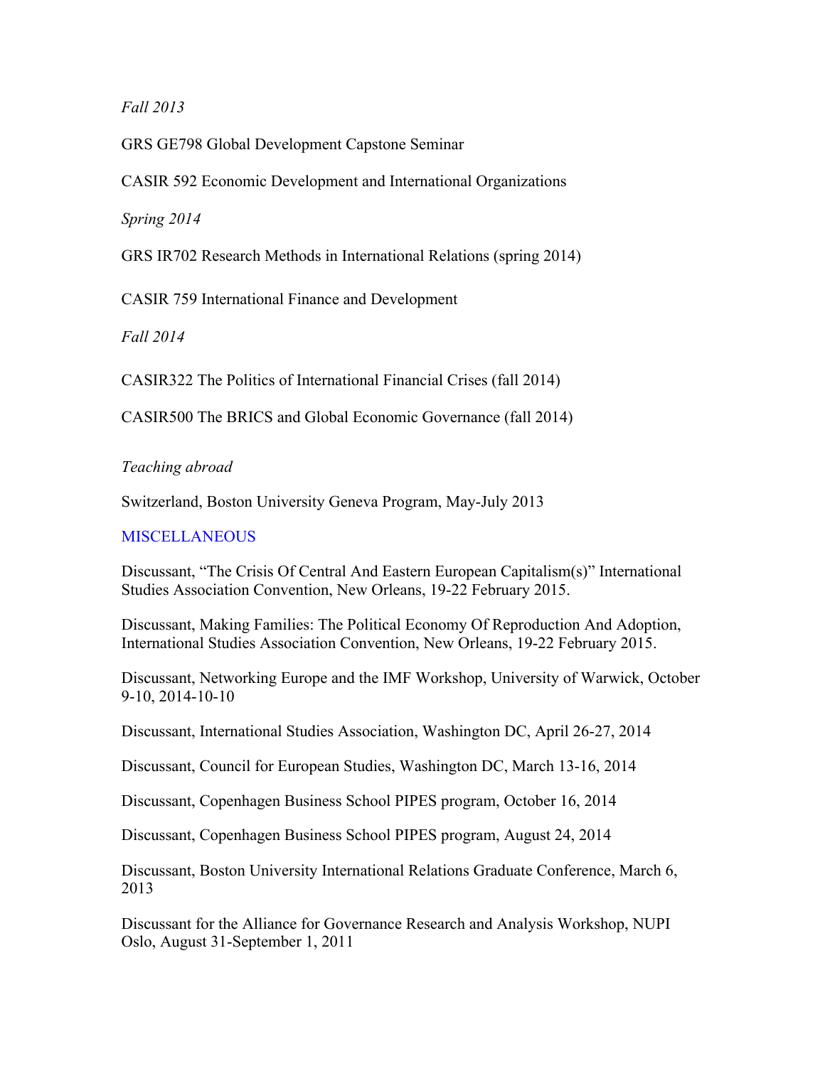*Fall 2013*

GRS GE798 Global Development Capstone Seminar

CASIR 592 Economic Development and International Organizations

*Spring 2014*

GRS IR702 Research Methods in International Relations (spring 2014)

CASIR 759 International Finance and Development

*Fall 2014*

CASIR322 The Politics of International Financial Crises (fall 2014)

CASIR500 The BRICS and Global Economic Governance (fall 2014)

*Teaching abroad*

Switzerland, Boston University Geneva Program, May-July 2013

## MISCELLANEOUS

Discussant, "The Crisis Of Central And Eastern European Capitalism(s)" International Studies Association Convention, New Orleans, 19-22 February 2015.

Discussant, Making Families: The Political Economy Of Reproduction And Adoption, International Studies Association Convention, New Orleans, 19-22 February 2015.

Discussant, Networking Europe and the IMF Workshop, University of Warwick, October 9-10, 2014-10-10

Discussant, International Studies Association, Washington DC, April 26-27, 2014

Discussant, Council for European Studies, Washington DC, March 13-16, 2014

Discussant, Copenhagen Business School PIPES program, October 16, 2014

Discussant, Copenhagen Business School PIPES program, August 24, 2014

Discussant, Boston University International Relations Graduate Conference, March 6, 2013

Discussant for the Alliance for Governance Research and Analysis Workshop, NUPI Oslo, August 31-September 1, 2011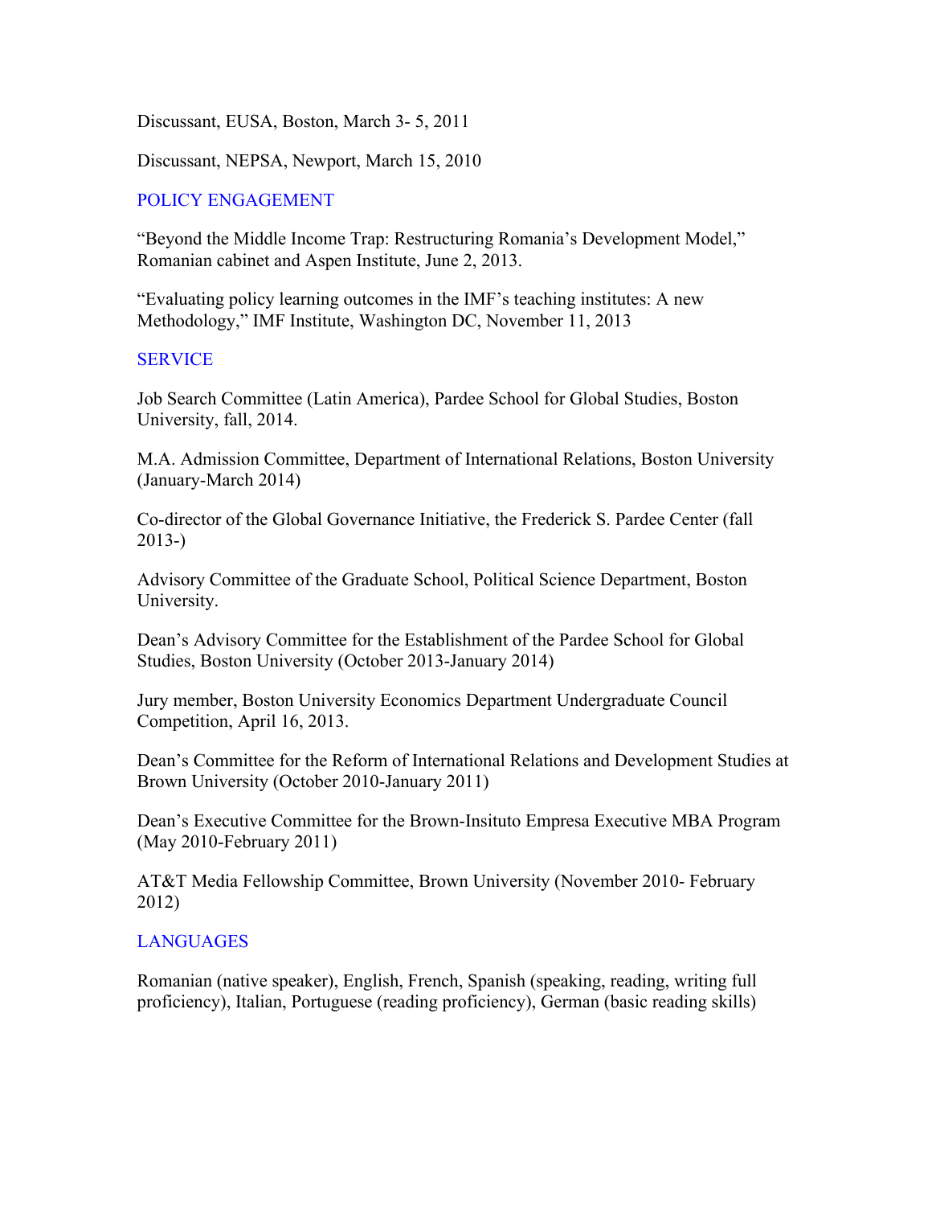Discussant, EUSA, Boston, March 3- 5, 2011

Discussant, NEPSA, Newport, March 15, 2010

## POLICY ENGAGEMENT

"Beyond the Middle Income Trap: Restructuring Romania's Development Model," Romanian cabinet and Aspen Institute, June 2, 2013.

"Evaluating policy learning outcomes in the IMF's teaching institutes: A new Methodology," IMF Institute, Washington DC, November 11, 2013

## SERVICE

Job Search Committee (Latin America), Pardee School for Global Studies, Boston University, fall, 2014.

M.A. Admission Committee, Department of International Relations, Boston University (January-March 2014)

Co-director of the Global Governance Initiative, the Frederick S. Pardee Center (fall 2013-)

Advisory Committee of the Graduate School, Political Science Department, Boston University.

Dean's Advisory Committee for the Establishment of the Pardee School for Global Studies, Boston University (October 2013-January 2014)

Jury member, Boston University Economics Department Undergraduate Council Competition, April 16, 2013.

Dean's Committee for the Reform of International Relations and Development Studies at Brown University (October 2010-January 2011)

Dean's Executive Committee for the Brown-Insituto Empresa Executive MBA Program (May 2010-February 2011)

AT&T Media Fellowship Committee, Brown University (November 2010- February 2012)

## LANGUAGES

Romanian (native speaker), English, French, Spanish (speaking, reading, writing full proficiency), Italian, Portuguese (reading proficiency), German (basic reading skills)